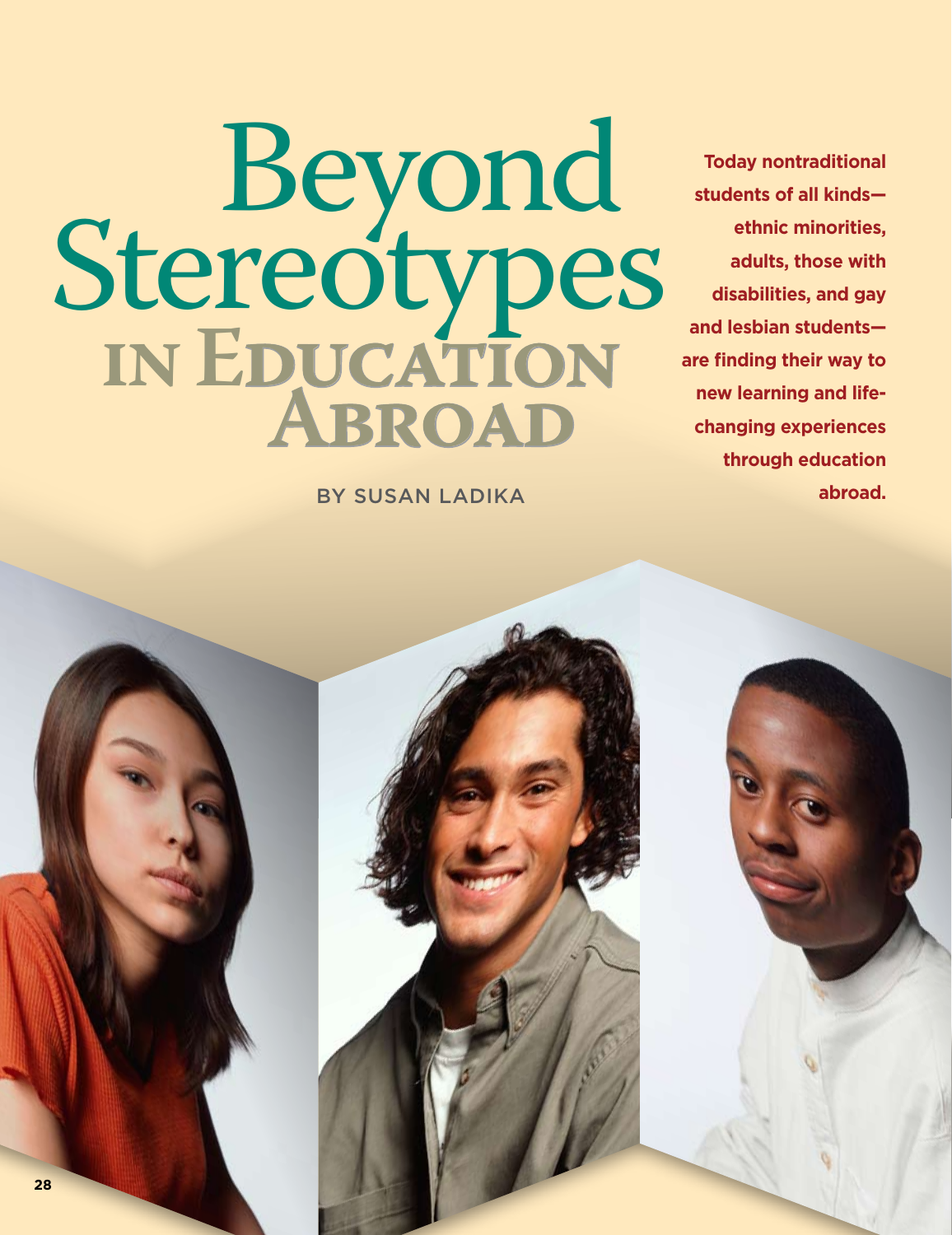# Beyond Stereotypes in Education Abroad

BY SUSAN LADIKA

**Today nontraditional students of all kinds—ethnic minorities, adults, those with disabilities, and gay and lesbian students—are finding their way to new learning and life-changing experiences through education abroad.**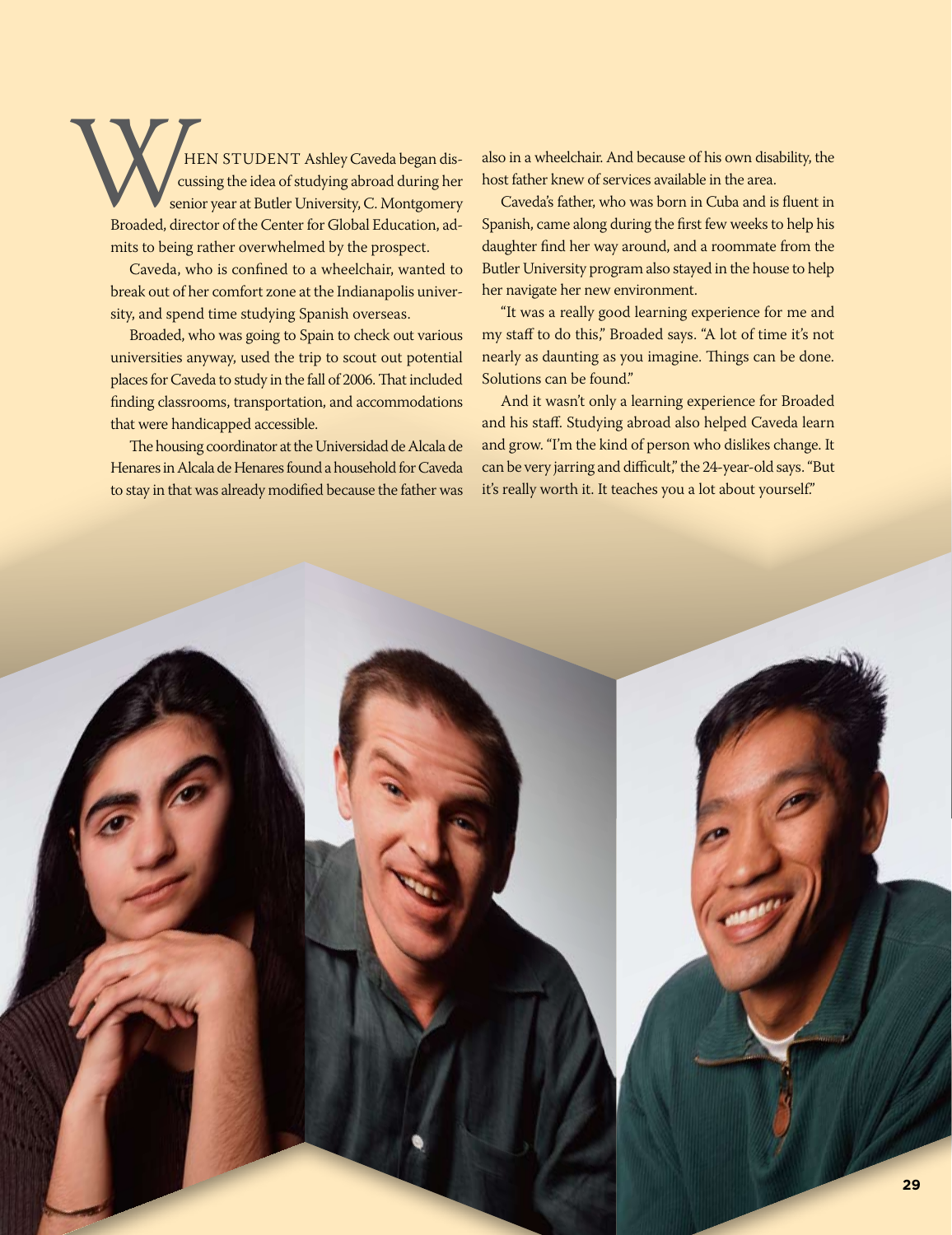When student Ashley Caveda began discussing the idea of studying abroad during her senior year at Butler University, C. Montgomery Broaded, director of the Center for Global Education, admits to being rather overwhelmed by the prospect.

Caveda, who is confined to a wheelchair, wanted to break out of her comfort zone at the Indianapolis university, and spend time studying Spanish overseas.

Broaded, who was going to Spain to check out various universities anyway, used the trip to scout out potential places for Caveda to study in the fall of 2006. That included finding classrooms, transportation, and accommodations that were handicapped accessible.

The housing coordinator at the Universidad de Alcala de Henares in Alcala de Henares found a household for Caveda to stay in that was already modified because the father was also in a wheelchair. And because of his own disability, the host father knew of services available in the area.

Caveda's father, who was born in Cuba and is fluent in Spanish, came along during the first few weeks to help his daughter find her way around, and a roommate from the Butler University program also stayed in the house to help her navigate her new environment.

"It was a really good learning experience for me and my staff to do this," Broaded says. "A lot of time it's not nearly as daunting as you imagine. Things can be done. Solutions can be found."

And it wasn't only a learning experience for Broaded and his staff. Studying abroad also helped Caveda learn and grow. "I'm the kind of person who dislikes change. It can be very jarring and difficult," the 24-year-old says. "But it's really worth it. It teaches you a lot about yourself."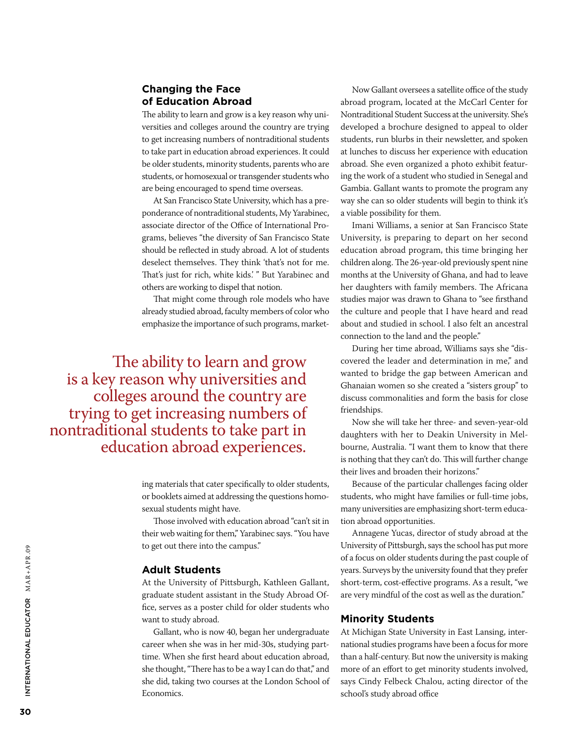## Changing the Face of Education Abroad

The ability to learn and grow is a key reason why universities and colleges around the country are trying to get increasing numbers of nontraditional students to take part in education abroad experiences. It could be older students, minority students, parents who are students, or homosexual or transgender students who are being encouraged to spend time overseas.

At San Francisco State University, which has a preponderance of nontraditional students, My Yarabinec, associate director of the Office of International Programs, believes "the diversity of San Francisco State should be reflected in study abroad. A lot of students deselect themselves. They think 'that's not for me. That's just for rich, white kids.' " But Yarabinec and others are working to dispel that notion.

That might come through role models who have already studied abroad, faculty members of color who emphasize the importance of such programs, marketing materials that cater specifically to older students, or booklets aimed at addressing the questions homosexual students might have.

> The ability to learn and grow is a key reason why universities and colleges around the country are trying to get increasing numbers of nontraditional students to take part in education abroad experiences.

Those involved with education abroad "can't sit in their web waiting for them," Yarabinec says. "You have to get out there into the campus."

### Adult Students

At the University of Pittsburgh, Kathleen Gallant, graduate student assistant in the Study Abroad Office, serves as a poster child for older students who want to study abroad.

Gallant, who is now 40, began her undergraduate career when she was in her mid-30s, studying part-time. When she first heard about education abroad, she thought, "There has to be a way I can do that," and she did, taking two courses at the London School of Economics.

Now Gallant oversees a satellite office of the study abroad program, located at the McCarl Center for Nontraditional Student Success at the university. She's developed a brochure designed to appeal to older students, run blurbs in their newsletter, and spoken at lunches to discuss her experience with education abroad. She even organized a photo exhibit featuring the work of a student who studied in Senegal and Gambia. Gallant wants to promote the program any way she can so older students will begin to think it's a viable possibility for them.

Imani Williams, a senior at San Francisco State University, is preparing to depart on her second education abroad program, this time bringing her children along. The 26-year-old previously spent nine months at the University of Ghana, and had to leave her daughters with family members. The Africana studies major was drawn to Ghana to "see firsthand the culture and people that I have heard and read about and studied in school. I also felt an ancestral connection to the land and the people."

During her time abroad, Williams says she "discovered the leader and determination in me," and wanted to bridge the gap between American and Ghanaian women so she created a "sisters group" to discuss commonalities and form the basis for close friendships.

Now she will take her three- and seven-year-old daughters with her to Deakin University in Melbourne, Australia. "I want them to know that there is nothing that they can't do. This will further change their lives and broaden their horizons."

Because of the particular challenges facing older students, who might have families or full-time jobs, many universities are emphasizing short-term education abroad opportunities.

Annagene Yucas, director of study abroad at the University of Pittsburgh, says the school has put more of a focus on older students during the past couple of years. Surveys by the university found that they prefer short-term, cost-effective programs. As a result, "we are very mindful of the cost as well as the duration."

### Minority Students

At Michigan State University in East Lansing, international studies programs have been a focus for more than a half-century. But now the university is making more of an effort to get minority students involved, says Cindy Felbeck Chalou, acting director of the school's study abroad office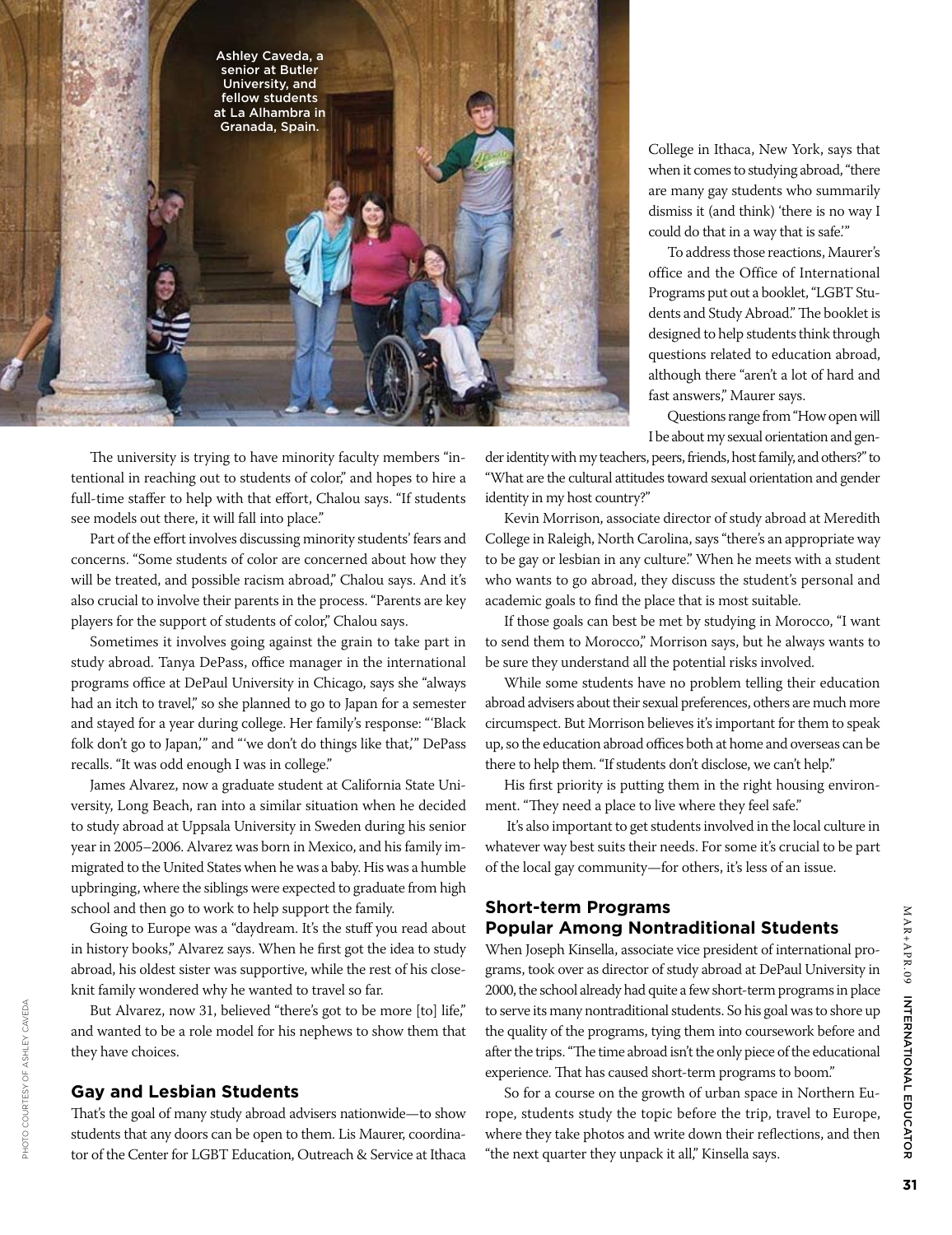Ashley Caveda, a senior at Butler University, and fellow students at La Alhambra in Granada, Spain.

The university is trying to have minority faculty members "intentional in reaching out to students of color," and hopes to hire a full-time staffer to help with that effort, Chalou says. "If students see models out there, it will fall into place."

Part of the effort involves discussing minority students' fears and concerns. "Some students of color are concerned about how they will be treated, and possible racism abroad," Chalou says. And it's also crucial to involve their parents in the process. "Parents are key players for the support of students of color," Chalou says.

Sometimes it involves going against the grain to take part in study abroad. Tanya DePass, office manager in the international programs office at DePaul University in Chicago, says she "always had an itch to travel," so she planned to go to Japan for a semester and stayed for a year during college. Her family's response: "'Black folk don't go to Japan,'" and "'we don't do things like that,'" DePass recalls. "It was odd enough I was in college."

James Alvarez, now a graduate student at California State University, Long Beach, ran into a similar situation when he decided to study abroad at Uppsala University in Sweden during his senior year in 2005–2006. Alvarez was born in Mexico, and his family immigrated to the United States when he was a baby. His was a humble upbringing, where the siblings were expected to graduate from high school and then go to work to help support the family.

Going to Europe was a "daydream. It's the stuff you read about in history books," Alvarez says. When he first got the idea to study abroad, his oldest sister was supportive, while the rest of his close-knit family wondered why he wanted to travel so far.

But Alvarez, now 31, believed "there's got to be more [to] life," and wanted to be a role model for his nephews to show them that they have choices.

## Gay and Lesbian Students

That's the goal of many study abroad advisers nationwide—to show students that any doors can be open to them. Lis Maurer, coordinator of the Center for LGBT Education, Outreach & Service at Ithaca College in Ithaca, New York, says that when it comes to studying abroad, "there are many gay students who summarily dismiss it (and think) 'there is no way I could do that in a way that is safe.'"

To address those reactions, Maurer's office and the Office of International Programs put out a booklet, "LGBT Students and Study Abroad." The booklet is designed to help students think through questions related to education abroad, although there "aren't a lot of hard and fast answers," Maurer says.

Questions range from "How open will I be about my sexual orientation and gender identity with my teachers, peers, friends, host family, and others?" to "What are the cultural attitudes toward sexual orientation and gender identity in my host country?"

Kevin Morrison, associate director of study abroad at Meredith College in Raleigh, North Carolina, says "there's an appropriate way to be gay or lesbian in any culture." When he meets with a student who wants to go abroad, they discuss the student's personal and academic goals to find the place that is most suitable.

If those goals can best be met by studying in Morocco, "I want to send them to Morocco," Morrison says, but he always wants to be sure they understand all the potential risks involved.

While some students have no problem telling their education abroad advisers about their sexual preferences, others are much more circumspect. But Morrison believes it's important for them to speak up, so the education abroad offices both at home and overseas can be there to help them. "If students don't disclose, we can't help."

His first priority is putting them in the right housing environment. "They need a place to live where they feel safe."

It's also important to get students involved in the local culture in whatever way best suits their needs. For some it's crucial to be part of the local gay community—for others, it's less of an issue.

## Short-term Programs Popular Among Nontraditional Students

When Joseph Kinsella, associate vice president of international programs, took over as director of study abroad at DePaul University in 2000, the school already had quite a few short-term programs in place to serve its many nontraditional students. So his goal was to shore up the quality of the programs, tying them into coursework before and after the trips. "The time abroad isn't the only piece of the educational experience. That has caused short-term programs to boom."

So for a course on the growth of urban space in Northern Europe, students study the topic before the trip, travel to Europe, where they take photos and write down their reflections, and then "the next quarter they unpack it all," Kinsella says.

PHOTO COURTESY OF ASHLEY CAVEDA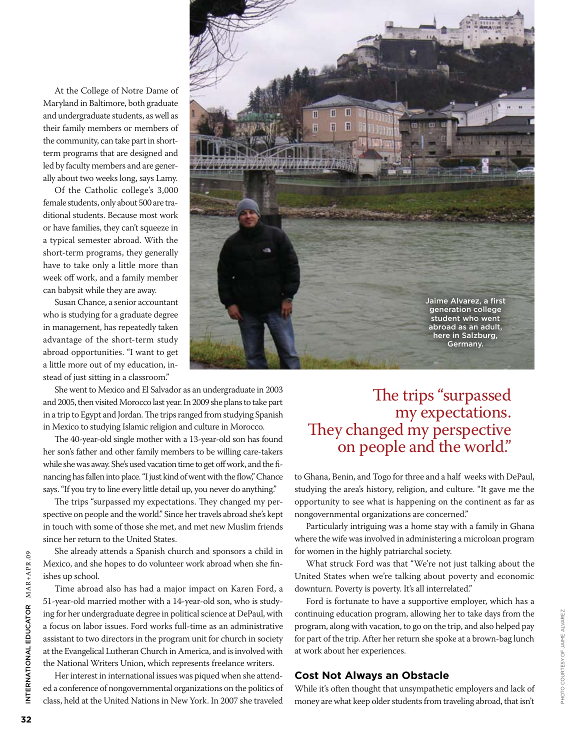At the College of Notre Dame of Maryland in Baltimore, both graduate and undergraduate students, as well as their family members or members of the community, can take part in short-term programs that are designed and led by faculty members and are generally about two weeks long, says Lamy.

Of the Catholic college's 3,000 female students, only about 500 are traditional students. Because most work or have families, they can't squeeze in a typical semester abroad. With the short-term programs, they generally have to take only a little more than week off work, and a family member can babysit while they are away.

Susan Chance, a senior accountant who is studying for a graduate degree in management, has repeatedly taken advantage of the short-term study abroad opportunities. "I want to get a little more out of my education, instead of just sitting in a classroom."

Jaime Alvarez, a first generation college student who went abroad as an adult, here in Salzburg, Germany.

She went to Mexico and El Salvador as an undergraduate in 2003 and 2005, then visited Morocco last year. In 2009 she plans to take part in a trip to Egypt and Jordan. The trips ranged from studying Spanish in Mexico to studying Islamic religion and culture in Morocco.

The 40-year-old single mother with a 13-year-old son has found her son's father and other family members to be willing care-takers while she was away. She's used vacation time to get off work, and the financing has fallen into place. "I just kind of went with the flow," Chance says. "If you try to line every little detail up, you never do anything."

The trips "surpassed my expectations. They changed my perspective on people and the world." Since her travels abroad she's kept in touch with some of those she met, and met new Muslim friends since her return to the United States.

She already attends a Spanish church and sponsors a child in Mexico, and she hopes to do volunteer work abroad when she finishes up school.

Time abroad also has had a major impact on Karen Ford, a 51-year-old married mother with a 14-year-old son, who is studying for her undergraduate degree in political science at DePaul, with a focus on labor issues. Ford works full-time as an administrative assistant to two directors in the program unit for church in society at the Evangelical Lutheran Church in America, and is involved with the National Writers Union, which represents freelance writers.

Her interest in international issues was piqued when she attended a conference of nongovernmental organizations on the politics of class, held at the United Nations in New York. In 2007 she traveled to Ghana, Benin, and Togo for three and a half weeks with DePaul, studying the area's history, religion, and culture. "It gave me the opportunity to see what is happening on the continent as far as nongovernmental organizations are concerned."

> The trips "surpassed my expectations. They changed my perspective on people and the world."

Particularly intriguing was a home stay with a family in Ghana where the wife was involved in administering a microloan program for women in the highly patriarchal society.

What struck Ford was that "We're not just talking about the United States when we're talking about poverty and economic downturn. Poverty is poverty. It's all interrelated."

Ford is fortunate to have a supportive employer, which has a continuing education program, allowing her to take days from the program, along with vacation, to go on the trip, and also helped pay for part of the trip. After her return she spoke at a brown-bag lunch at work about her experiences.

## Cost Not Always an Obstacle

While it's often thought that unsympathetic employers and lack of money are what keep older students from traveling abroad, that isn't

PHOTO COURTESY OF JAIME ALVAREZ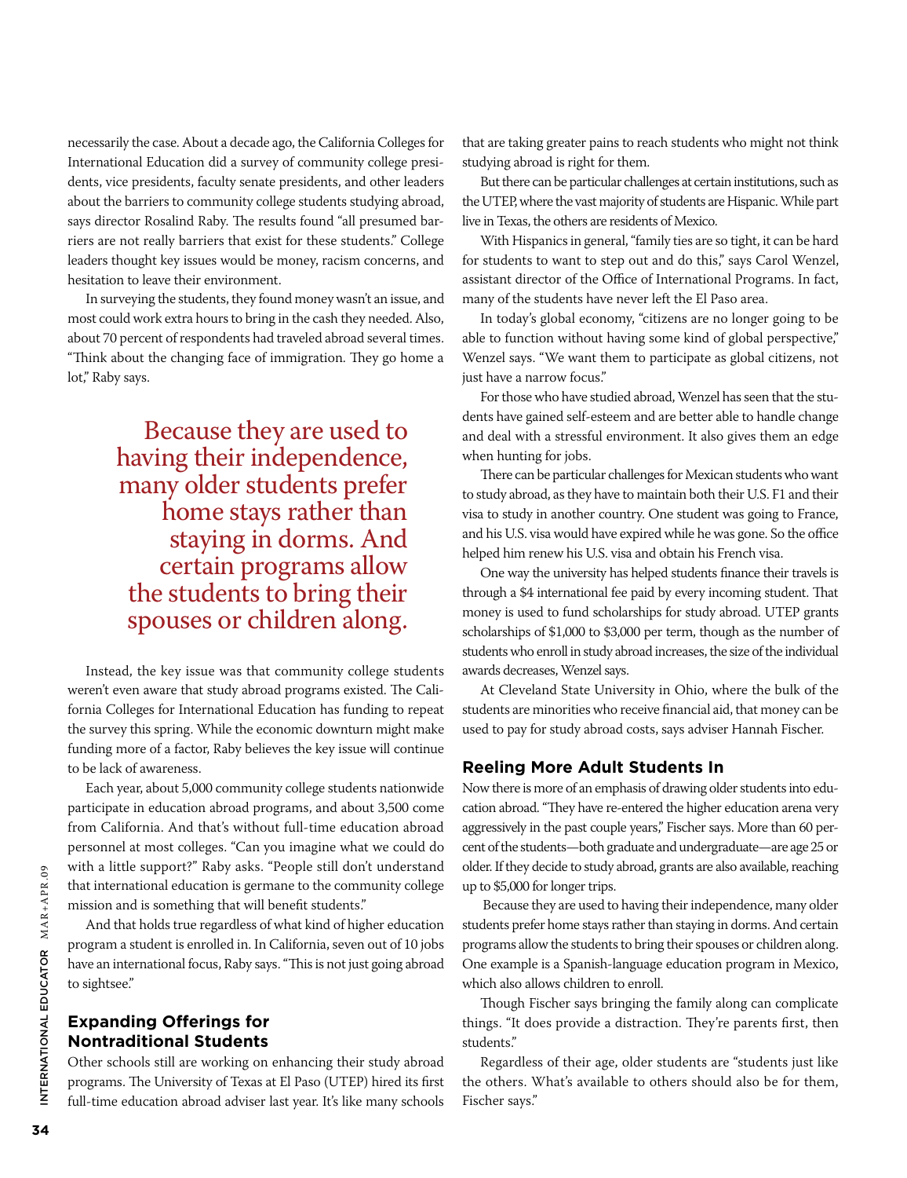necessarily the case. About a decade ago, the California Colleges for International Education did a survey of community college presidents, vice presidents, faculty senate presidents, and other leaders about the barriers to community college students studying abroad, says director Rosalind Raby. The results found "all presumed barriers are not really barriers that exist for these students." College leaders thought key issues would be money, racism concerns, and hesitation to leave their environment.

In surveying the students, they found money wasn't an issue, and most could work extra hours to bring in the cash they needed. Also, about 70 percent of respondents had traveled abroad several times. "Think about the changing face of immigration. They go home a lot," Raby says.

> Because they are used to having their independence, many older students prefer home stays rather than staying in dorms. And certain programs allow the students to bring their spouses or children along.

Instead, the key issue was that community college students weren't even aware that study abroad programs existed. The California Colleges for International Education has funding to repeat the survey this spring. While the economic downturn might make funding more of a factor, Raby believes the key issue will continue to be lack of awareness.

Each year, about 5,000 community college students nationwide participate in education abroad programs, and about 3,500 come from California. And that's without full-time education abroad personnel at most colleges. "Can you imagine what we could do with a little support?" Raby asks. "People still don't understand that international education is germane to the community college mission and is something that will benefit students."

And that holds true regardless of what kind of higher education program a student is enrolled in. In California, seven out of 10 jobs have an international focus, Raby says. "This is not just going abroad to sightsee."

## Expanding Offerings for Nontraditional Students

Other schools still are working on enhancing their study abroad programs. The University of Texas at El Paso (UTEP) hired its first full-time education abroad adviser last year. It's like many schools that are taking greater pains to reach students who might not think studying abroad is right for them.

But there can be particular challenges at certain institutions, such as the UTEP, where the vast majority of students are Hispanic. While part live in Texas, the others are residents of Mexico.

With Hispanics in general, "family ties are so tight, it can be hard for students to want to step out and do this," says Carol Wenzel, assistant director of the Office of International Programs. In fact, many of the students have never left the El Paso area.

In today's global economy, "citizens are no longer going to be able to function without having some kind of global perspective," Wenzel says. "We want them to participate as global citizens, not just have a narrow focus."

For those who have studied abroad, Wenzel has seen that the students have gained self-esteem and are better able to handle change and deal with a stressful environment. It also gives them an edge when hunting for jobs.

There can be particular challenges for Mexican students who want to study abroad, as they have to maintain both their U.S. F1 and their visa to study in another country. One student was going to France, and his U.S. visa would have expired while he was gone. So the office helped him renew his U.S. visa and obtain his French visa.

One way the university has helped students finance their travels is through a $4 international fee paid by every incoming student. That money is used to fund scholarships for study abroad. UTEP grants scholarships of $1,000 to $3,000 per term, though as the number of students who enroll in study abroad increases, the size of the individual awards decreases, Wenzel says.

At Cleveland State University in Ohio, where the bulk of the students are minorities who receive financial aid, that money can be used to pay for study abroad costs, says adviser Hannah Fischer.

## Reeling More Adult Students In

Now there is more of an emphasis of drawing older students into education abroad. "They have re-entered the higher education arena very aggressively in the past couple years," Fischer says. More than 60 percent of the students—both graduate and undergraduate—are age 25 or older. If they decide to study abroad, grants are also available, reaching up to $5,000 for longer trips.

Because they are used to having their independence, many older students prefer home stays rather than staying in dorms. And certain programs allow the students to bring their spouses or children along. One example is a Spanish-language education program in Mexico, which also allows children to enroll.

Though Fischer says bringing the family along can complicate things. "It does provide a distraction. They're parents first, then students."

Regardless of their age, older students are "students just like the others. What's available to others should also be for them, Fischer says."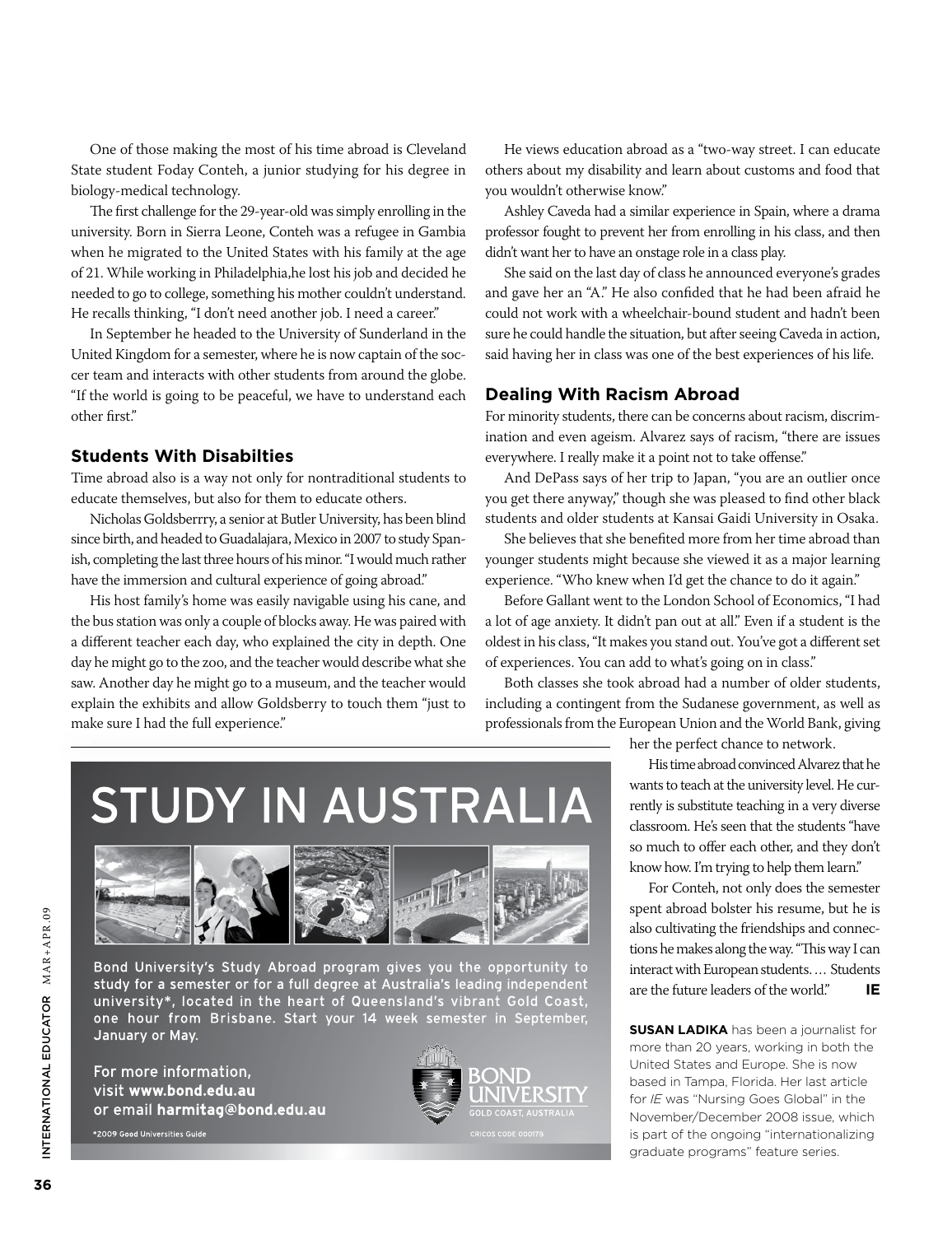One of those making the most of his time abroad is Cleveland State student Foday Conteh, a junior studying for his degree in biology-medical technology.

The first challenge for the 29-year-old was simply enrolling in the university. Born in Sierra Leone, Conteh was a refugee in Gambia when he migrated to the United States with his family at the age of 21. While working in Philadelphia,he lost his job and decided he needed to go to college, something his mother couldn't understand. He recalls thinking, "I don't need another job. I need a career."

In September he headed to the University of Sunderland in the United Kingdom for a semester, where he is now captain of the soccer team and interacts with other students from around the globe. "If the world is going to be peaceful, we have to understand each other first."

### Students With Disabilties

Time abroad also is a way not only for nontraditional students to educate themselves, but also for them to educate others.

Nicholas Goldsberrry, a senior at Butler University, has been blind since birth, and headed to Guadalajara, Mexico in 2007 to study Spanish, completing the last three hours of his minor. "I would much rather have the immersion and cultural experience of going abroad."

His host family's home was easily navigable using his cane, and the bus station was only a couple of blocks away. He was paired with a different teacher each day, who explained the city in depth. One day he might go to the zoo, and the teacher would describe what she saw. Another day he might go to a museum, and the teacher would explain the exhibits and allow Goldsberry to touch them "just to make sure I had the full experience."

He views education abroad as a "two-way street. I can educate others about my disability and learn about customs and food that you wouldn't otherwise know."

Ashley Caveda had a similar experience in Spain, where a drama professor fought to prevent her from enrolling in his class, and then didn't want her to have an onstage role in a class play.

She said on the last day of class he announced everyone's grades and gave her an "A." He also confided that he had been afraid he could not work with a wheelchair-bound student and hadn't been sure he could handle the situation, but after seeing Caveda in action, said having her in class was one of the best experiences of his life.

### Dealing With Racism Abroad

For minority students, there can be concerns about racism, discrimination and even ageism. Alvarez says of racism, "there are issues everywhere. I really make it a point not to take offense."

And DePass says of her trip to Japan, "you are an outlier once you get there anyway," though she was pleased to find other black students and older students at Kansai Gaidi University in Osaka.

She believes that she benefited more from her time abroad than younger students might because she viewed it as a major learning experience. "Who knew when I'd get the chance to do it again."

Before Gallant went to the London School of Economics, "I had a lot of age anxiety. It didn't pan out at all." Even if a student is the oldest in his class, "It makes you stand out. You've got a different set of experiences. You can add to what's going on in class."

Both classes she took abroad had a number of older students, including a contingent from the Sudanese government, as well as professionals from the European Union and the World Bank, giving her the perfect chance to network.

His time abroad convinced Alvarez that he wants to teach at the university level. He currently is substitute teaching in a very diverse classroom. He's seen that the students "have so much to offer each other, and they don't know how. I'm trying to help them learn."

For Conteh, not only does the semester spent abroad bolster his resume, but he is also cultivating the friendships and connections he makes along the way. "This way I can interact with European students. … Students are the future leaders of the world." **IE**

**SUSAN LADIKA** has been a journalist for more than 20 years, working in both the United States and Europe. She is now based in Tampa, Florida. Her last article for *IE* was "Nursing Goes Global" in the November/December 2008 issue, which is part of the ongoing "internationalizing graduate programs" feature series.

STUDY IN AUSTRALIA

Bond University's Study Abroad program gives you the opportunity to study for a semester or for a full degree at Australia's leading independent university*, located in the heart of Queensland's vibrant Gold Coast, one hour from Brisbane. Start your 14 week semester in September, January or May.

For more information, visit **www.bond.edu.au** or email **harmitag@bond.edu.au**

BOND UNIVERSITY GOLD COAST, AUSTRALIA

*2009 Good Universities Guide

CRICOS CODE 00017B